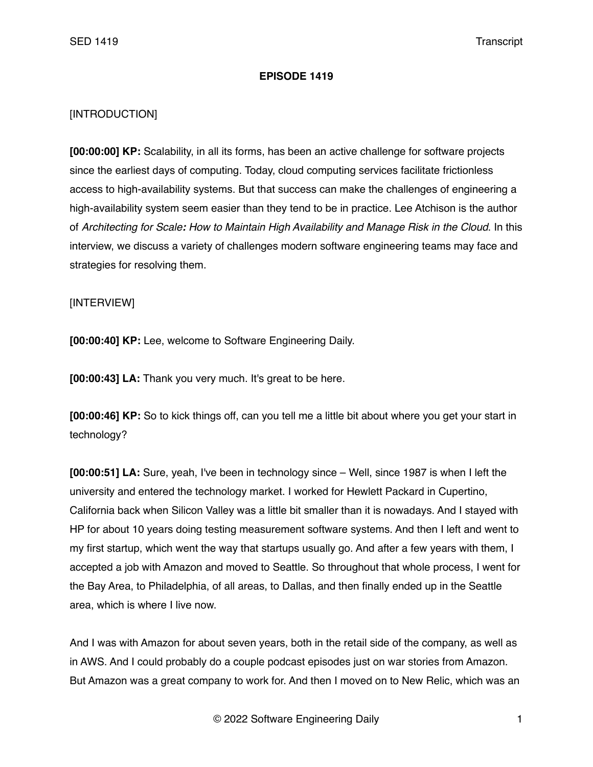**EPISODE 1419**

[INTRODUCTION]

**[00:00:00] KP:** Scalability, in all its forms, has been an active challenge for software projects since the earliest days of computing. Today, cloud computing services facilitate frictionless access to high-availability systems. But that success can make the challenges of engineering a high-availability system seem easier than they tend to be in practice. Lee Atchison is the author of *Architecting for Scale: How to Maintain High Availability and Manage Risk in the Cloud*. In this interview, we discuss a variety of challenges modern software engineering teams may face and strategies for resolving them.

[INTERVIEW]

**[00:00:40] KP:** Lee, welcome to Software Engineering Daily.

**[00:00:43] LA:** Thank you very much. It's great to be here.

**[00:00:46] KP:** So to kick things off, can you tell me a little bit about where you get your start in technology?

**[00:00:51] LA:** Sure, yeah, I've been in technology since – Well, since 1987 is when I left the university and entered the technology market. I worked for Hewlett Packard in Cupertino, California back when Silicon Valley was a little bit smaller than it is nowadays. And I stayed with HP for about 10 years doing testing measurement software systems. And then I left and went to my first startup, which went the way that startups usually go. And after a few years with them, I accepted a job with Amazon and moved to Seattle. So throughout that whole process, I went for the Bay Area, to Philadelphia, of all areas, to Dallas, and then finally ended up in the Seattle area, which is where I live now.

And I was with Amazon for about seven years, both in the retail side of the company, as well as in AWS. And I could probably do a couple podcast episodes just on war stories from Amazon. But Amazon was a great company to work for. And then I moved on to New Relic, which was an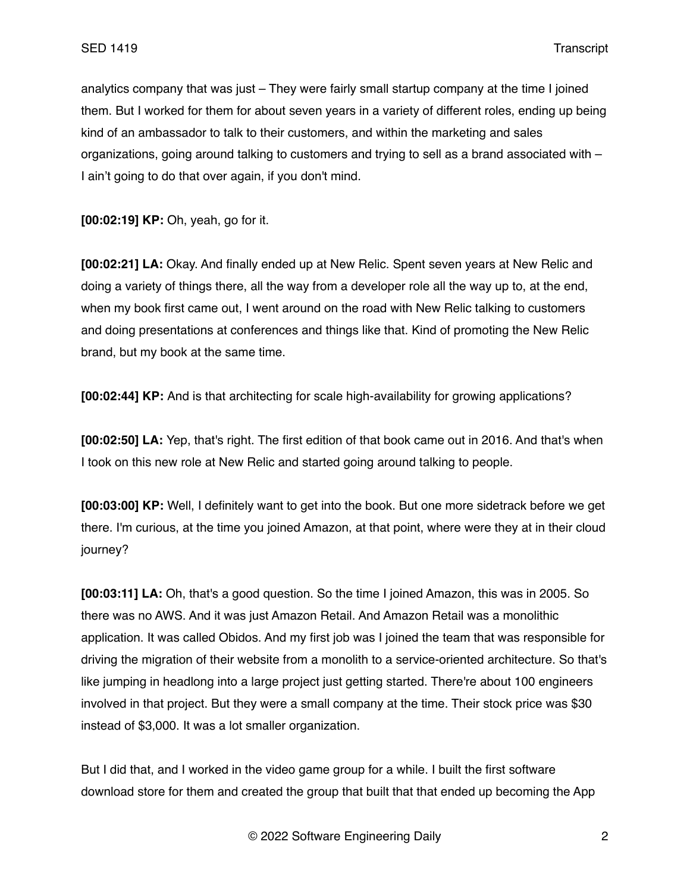analytics company that was just – They were fairly small startup company at the time I joined them. But I worked for them for about seven years in a variety of different roles, ending up being kind of an ambassador to talk to their customers, and within the marketing and sales organizations, going around talking to customers and trying to sell as a brand associated with – I ain't going to do that over again, if you don't mind.

**[00:02:19] KP:** Oh, yeah, go for it.

**[00:02:21] LA:** Okay. And finally ended up at New Relic. Spent seven years at New Relic and doing a variety of things there, all the way from a developer role all the way up to, at the end, when my book first came out, I went around on the road with New Relic talking to customers and doing presentations at conferences and things like that. Kind of promoting the New Relic brand, but my book at the same time.

**[00:02:44] KP:** And is that architecting for scale high-availability for growing applications?

**[00:02:50] LA:** Yep, that's right. The first edition of that book came out in 2016. And that's when I took on this new role at New Relic and started going around talking to people.

**[00:03:00] KP:** Well, I definitely want to get into the book. But one more sidetrack before we get there. I'm curious, at the time you joined Amazon, at that point, where were they at in their cloud journey?

**[00:03:11] LA:** Oh, that's a good question. So the time I joined Amazon, this was in 2005. So there was no AWS. And it was just Amazon Retail. And Amazon Retail was a monolithic application. It was called Obidos. And my first job was I joined the team that was responsible for driving the migration of their website from a monolith to a service-oriented architecture. So that's like jumping in headlong into a large project just getting started. There're about 100 engineers involved in that project. But they were a small company at the time. Their stock price was $30 instead of $3,000. It was a lot smaller organization.

But I did that, and I worked in the video game group for a while. I built the first software download store for them and created the group that built that that ended up becoming the App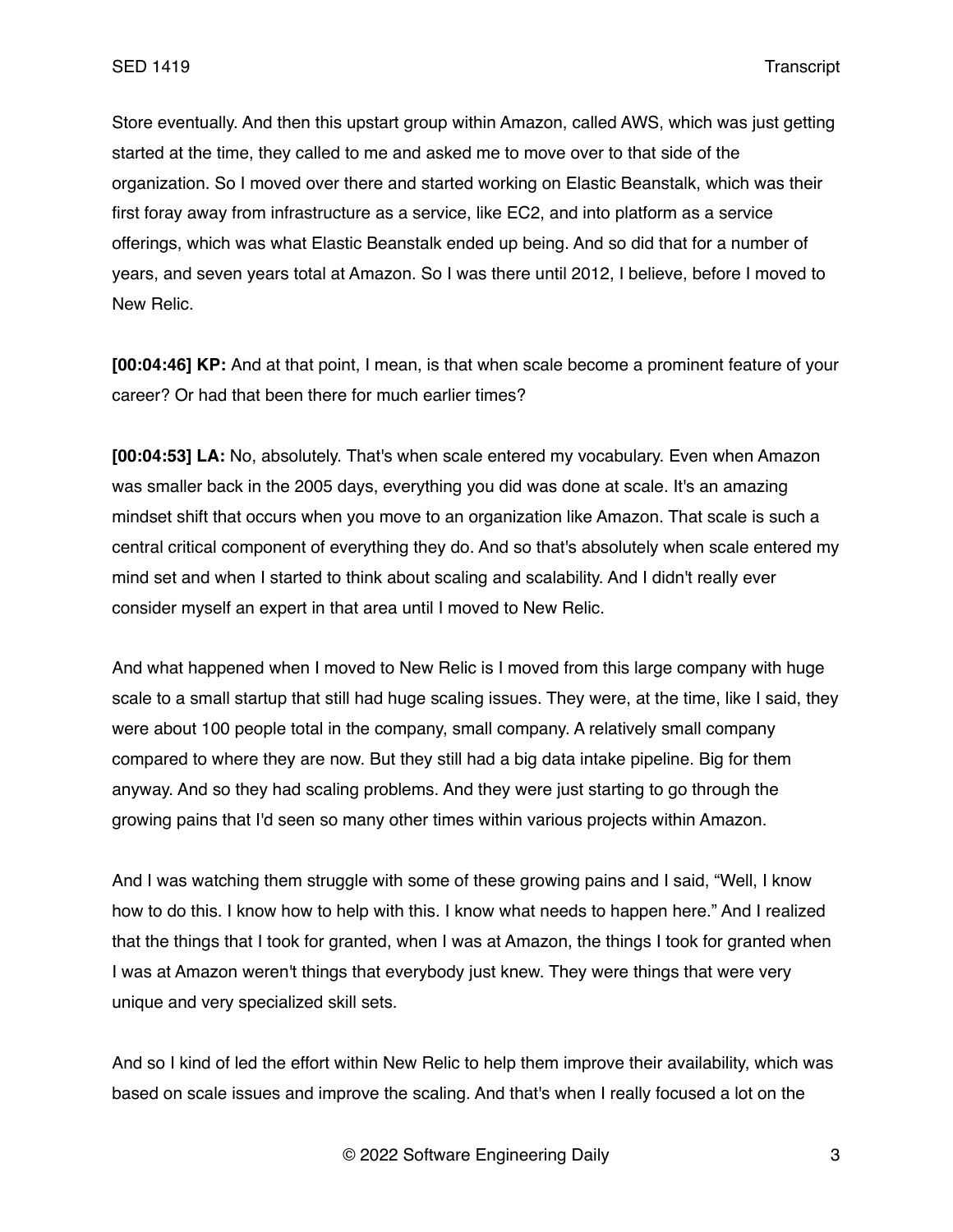Store eventually. And then this upstart group within Amazon, called AWS, which was just getting started at the time, they called to me and asked me to move over to that side of the organization. So I moved over there and started working on Elastic Beanstalk, which was their first foray away from infrastructure as a service, like EC2, and into platform as a service offerings, which was what Elastic Beanstalk ended up being. And so did that for a number of years, and seven years total at Amazon. So I was there until 2012, I believe, before I moved to New Relic.

**[00:04:46] KP:** And at that point, I mean, is that when scale become a prominent feature of your career? Or had that been there for much earlier times?

**[00:04:53] LA:** No, absolutely. That's when scale entered my vocabulary. Even when Amazon was smaller back in the 2005 days, everything you did was done at scale. It's an amazing mindset shift that occurs when you move to an organization like Amazon. That scale is such a central critical component of everything they do. And so that's absolutely when scale entered my mind set and when I started to think about scaling and scalability. And I didn't really ever consider myself an expert in that area until I moved to New Relic.

And what happened when I moved to New Relic is I moved from this large company with huge scale to a small startup that still had huge scaling issues. They were, at the time, like I said, they were about 100 people total in the company, small company. A relatively small company compared to where they are now. But they still had a big data intake pipeline. Big for them anyway. And so they had scaling problems. And they were just starting to go through the growing pains that I'd seen so many other times within various projects within Amazon.

And I was watching them struggle with some of these growing pains and I said, "Well, I know how to do this. I know how to help with this. I know what needs to happen here." And I realized that the things that I took for granted, when I was at Amazon, the things I took for granted when I was at Amazon weren't things that everybody just knew. They were things that were very unique and very specialized skill sets.

And so I kind of led the effort within New Relic to help them improve their availability, which was based on scale issues and improve the scaling. And that's when I really focused a lot on the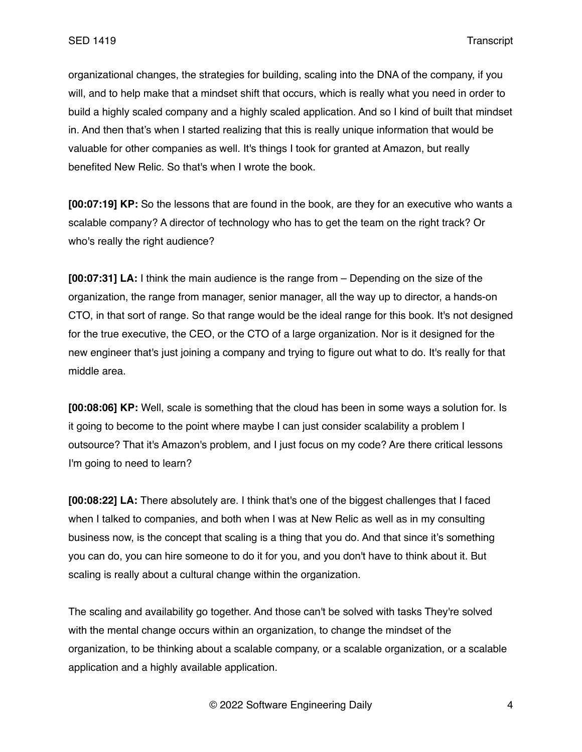organizational changes, the strategies for building, scaling into the DNA of the company, if you will, and to help make that a mindset shift that occurs, which is really what you need in order to build a highly scaled company and a highly scaled application. And so I kind of built that mindset in. And then that's when I started realizing that this is really unique information that would be valuable for other companies as well. It's things I took for granted at Amazon, but really benefited New Relic. So that's when I wrote the book.

**[00:07:19] KP:** So the lessons that are found in the book, are they for an executive who wants a scalable company? A director of technology who has to get the team on the right track? Or who's really the right audience?

**[00:07:31] LA:** I think the main audience is the range from – Depending on the size of the organization, the range from manager, senior manager, all the way up to director, a hands-on CTO, in that sort of range. So that range would be the ideal range for this book. It's not designed for the true executive, the CEO, or the CTO of a large organization. Nor is it designed for the new engineer that's just joining a company and trying to figure out what to do. It's really for that middle area.

**[00:08:06] KP:** Well, scale is something that the cloud has been in some ways a solution for. Is it going to become to the point where maybe I can just consider scalability a problem I outsource? That it's Amazon's problem, and I just focus on my code? Are there critical lessons I'm going to need to learn?

**[00:08:22] LA:** There absolutely are. I think that's one of the biggest challenges that I faced when I talked to companies, and both when I was at New Relic as well as in my consulting business now, is the concept that scaling is a thing that you do. And that since it's something you can do, you can hire someone to do it for you, and you don't have to think about it. But scaling is really about a cultural change within the organization.

The scaling and availability go together. And those can't be solved with tasks They're solved with the mental change occurs within an organization, to change the mindset of the organization, to be thinking about a scalable company, or a scalable organization, or a scalable application and a highly available application.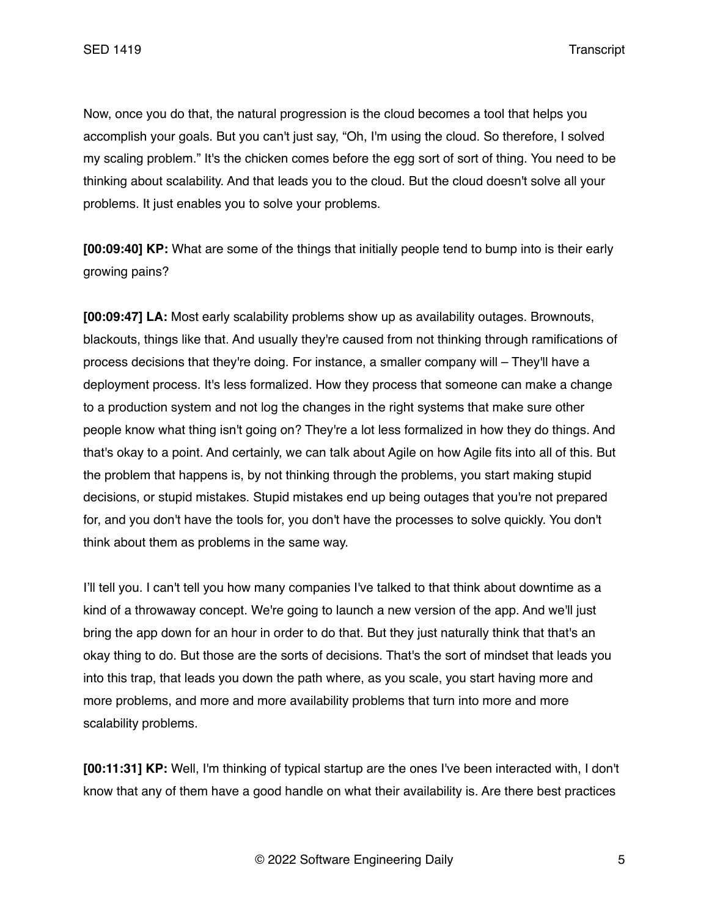Now, once you do that, the natural progression is the cloud becomes a tool that helps you accomplish your goals. But you can't just say, "Oh, I'm using the cloud. So therefore, I solved my scaling problem." It's the chicken comes before the egg sort of sort of thing. You need to be thinking about scalability. And that leads you to the cloud. But the cloud doesn't solve all your problems. It just enables you to solve your problems.

**[00:09:40] KP:** What are some of the things that initially people tend to bump into is their early growing pains?

**[00:09:47] LA:** Most early scalability problems show up as availability outages. Brownouts, blackouts, things like that. And usually they're caused from not thinking through ramifications of process decisions that they're doing. For instance, a smaller company will – They'll have a deployment process. It's less formalized. How they process that someone can make a change to a production system and not log the changes in the right systems that make sure other people know what thing isn't going on? They're a lot less formalized in how they do things. And that's okay to a point. And certainly, we can talk about Agile on how Agile fits into all of this. But the problem that happens is, by not thinking through the problems, you start making stupid decisions, or stupid mistakes. Stupid mistakes end up being outages that you're not prepared for, and you don't have the tools for, you don't have the processes to solve quickly. You don't think about them as problems in the same way.

I'll tell you. I can't tell you how many companies I've talked to that think about downtime as a kind of a throwaway concept. We're going to launch a new version of the app. And we'll just bring the app down for an hour in order to do that. But they just naturally think that that's an okay thing to do. But those are the sorts of decisions. That's the sort of mindset that leads you into this trap, that leads you down the path where, as you scale, you start having more and more problems, and more and more availability problems that turn into more and more scalability problems.

**[00:11:31] KP:** Well, I'm thinking of typical startup are the ones I've been interacted with, I don't know that any of them have a good handle on what their availability is. Are there best practices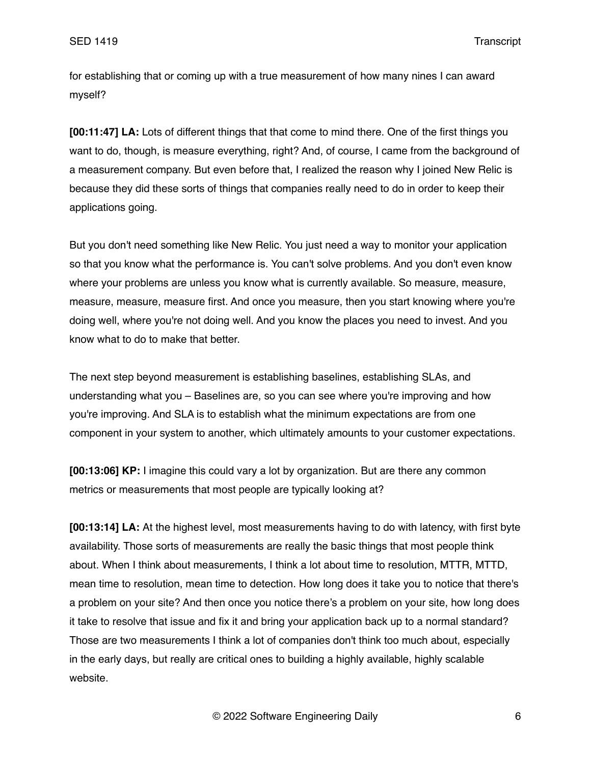for establishing that or coming up with a true measurement of how many nines I can award myself?

**[00:11:47] LA:** Lots of different things that that come to mind there. One of the first things you want to do, though, is measure everything, right? And, of course, I came from the background of a measurement company. But even before that, I realized the reason why I joined New Relic is because they did these sorts of things that companies really need to do in order to keep their applications going.

But you don't need something like New Relic. You just need a way to monitor your application so that you know what the performance is. You can't solve problems. And you don't even know where your problems are unless you know what is currently available. So measure, measure, measure, measure, measure first. And once you measure, then you start knowing where you're doing well, where you're not doing well. And you know the places you need to invest. And you know what to do to make that better.

The next step beyond measurement is establishing baselines, establishing SLAs, and understanding what you – Baselines are, so you can see where you're improving and how you're improving. And SLA is to establish what the minimum expectations are from one component in your system to another, which ultimately amounts to your customer expectations.

**[00:13:06] KP:** I imagine this could vary a lot by organization. But are there any common metrics or measurements that most people are typically looking at?

**[00:13:14] LA:** At the highest level, most measurements having to do with latency, with first byte availability. Those sorts of measurements are really the basic things that most people think about. When I think about measurements, I think a lot about time to resolution, MTTR, MTTD, mean time to resolution, mean time to detection. How long does it take you to notice that there's a problem on your site? And then once you notice there's a problem on your site, how long does it take to resolve that issue and fix it and bring your application back up to a normal standard? Those are two measurements I think a lot of companies don't think too much about, especially in the early days, but really are critical ones to building a highly available, highly scalable website.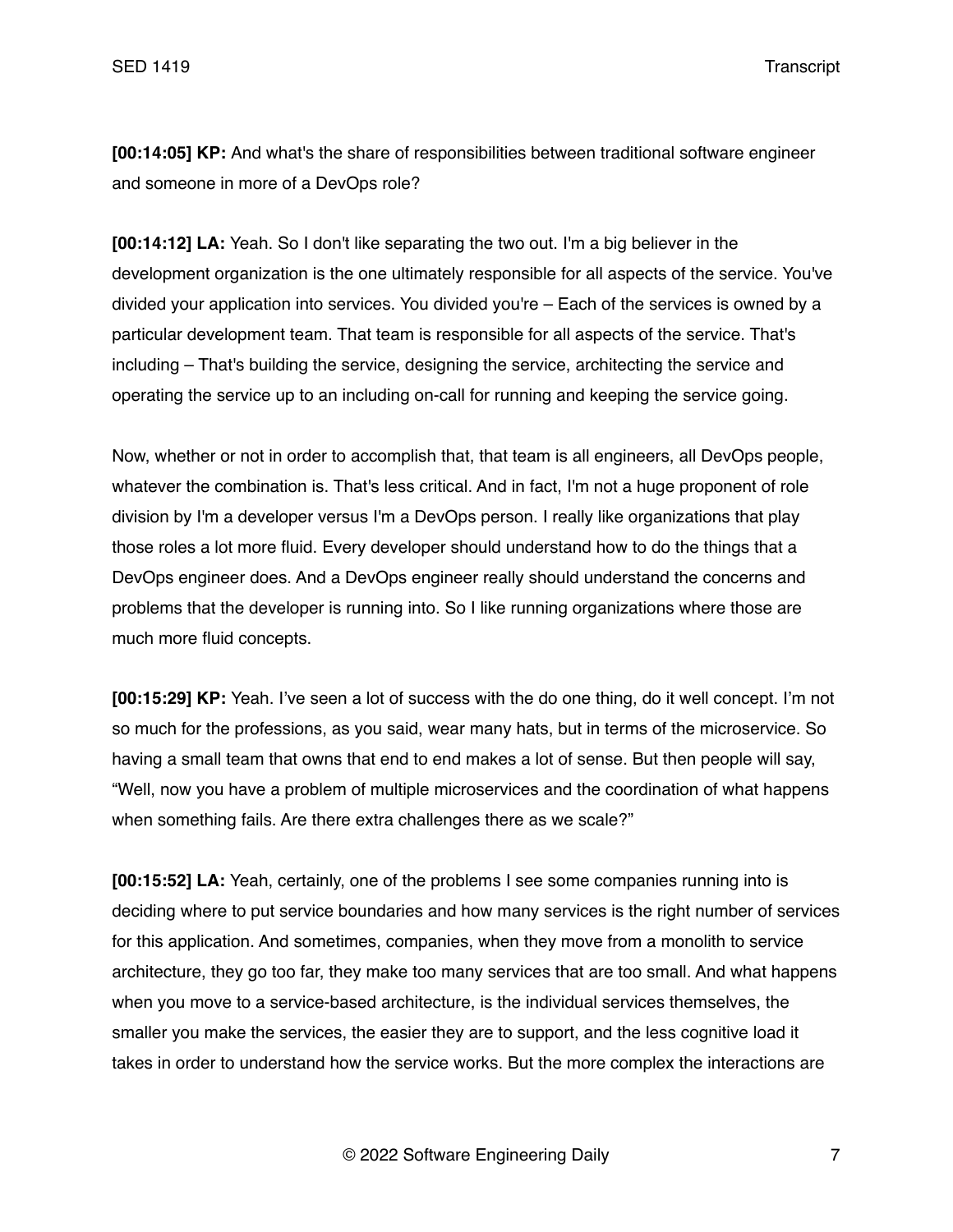**[00:14:05] KP:** And what's the share of responsibilities between traditional software engineer and someone in more of a DevOps role?

**[00:14:12] LA:** Yeah. So I don't like separating the two out. I'm a big believer in the development organization is the one ultimately responsible for all aspects of the service. You've divided your application into services. You divided you're – Each of the services is owned by a particular development team. That team is responsible for all aspects of the service. That's including – That's building the service, designing the service, architecting the service and operating the service up to an including on-call for running and keeping the service going.

Now, whether or not in order to accomplish that, that team is all engineers, all DevOps people, whatever the combination is. That's less critical. And in fact, I'm not a huge proponent of role division by I'm a developer versus I'm a DevOps person. I really like organizations that play those roles a lot more fluid. Every developer should understand how to do the things that a DevOps engineer does. And a DevOps engineer really should understand the concerns and problems that the developer is running into. So I like running organizations where those are much more fluid concepts.

**[00:15:29] KP:** Yeah. I've seen a lot of success with the do one thing, do it well concept. I'm not so much for the professions, as you said, wear many hats, but in terms of the microservice. So having a small team that owns that end to end makes a lot of sense. But then people will say, "Well, now you have a problem of multiple microservices and the coordination of what happens when something fails. Are there extra challenges there as we scale?"

**[00:15:52] LA:** Yeah, certainly, one of the problems I see some companies running into is deciding where to put service boundaries and how many services is the right number of services for this application. And sometimes, companies, when they move from a monolith to service architecture, they go too far, they make too many services that are too small. And what happens when you move to a service-based architecture, is the individual services themselves, the smaller you make the services, the easier they are to support, and the less cognitive load it takes in order to understand how the service works. But the more complex the interactions are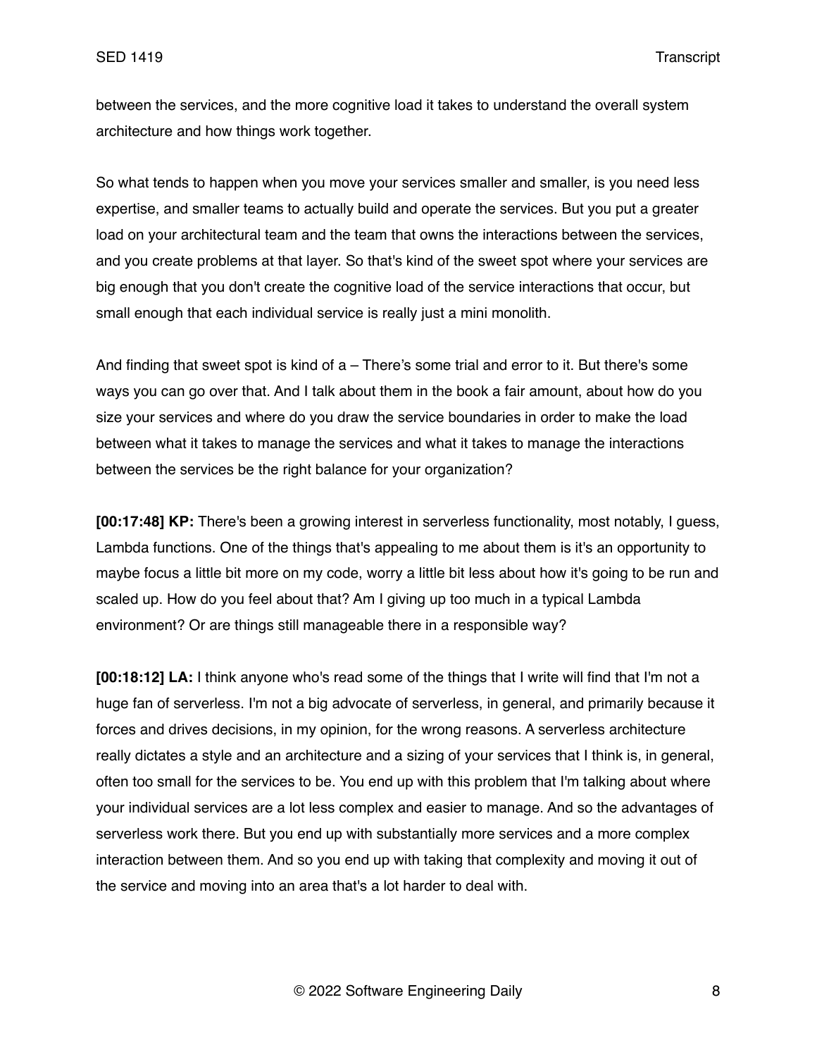between the services, and the more cognitive load it takes to understand the overall system architecture and how things work together.

So what tends to happen when you move your services smaller and smaller, is you need less expertise, and smaller teams to actually build and operate the services. But you put a greater load on your architectural team and the team that owns the interactions between the services, and you create problems at that layer. So that's kind of the sweet spot where your services are big enough that you don't create the cognitive load of the service interactions that occur, but small enough that each individual service is really just a mini monolith.

And finding that sweet spot is kind of a – There's some trial and error to it. But there's some ways you can go over that. And I talk about them in the book a fair amount, about how do you size your services and where do you draw the service boundaries in order to make the load between what it takes to manage the services and what it takes to manage the interactions between the services be the right balance for your organization?

**[00:17:48] KP:** There's been a growing interest in serverless functionality, most notably, I guess, Lambda functions. One of the things that's appealing to me about them is it's an opportunity to maybe focus a little bit more on my code, worry a little bit less about how it's going to be run and scaled up. How do you feel about that? Am I giving up too much in a typical Lambda environment? Or are things still manageable there in a responsible way?

**[00:18:12] LA:** I think anyone who's read some of the things that I write will find that I'm not a huge fan of serverless. I'm not a big advocate of serverless, in general, and primarily because it forces and drives decisions, in my opinion, for the wrong reasons. A serverless architecture really dictates a style and an architecture and a sizing of your services that I think is, in general, often too small for the services to be. You end up with this problem that I'm talking about where your individual services are a lot less complex and easier to manage. And so the advantages of serverless work there. But you end up with substantially more services and a more complex interaction between them. And so you end up with taking that complexity and moving it out of the service and moving into an area that's a lot harder to deal with.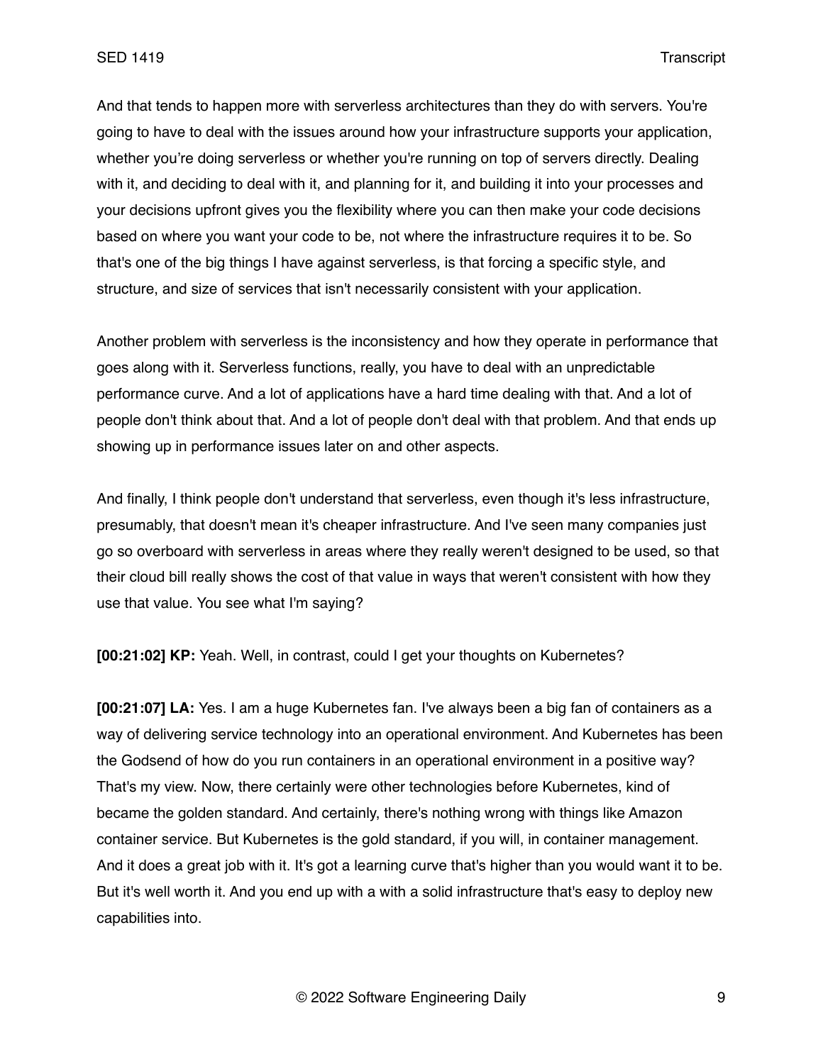And that tends to happen more with serverless architectures than they do with servers. You're going to have to deal with the issues around how your infrastructure supports your application, whether you're doing serverless or whether you're running on top of servers directly. Dealing with it, and deciding to deal with it, and planning for it, and building it into your processes and your decisions upfront gives you the flexibility where you can then make your code decisions based on where you want your code to be, not where the infrastructure requires it to be. So that's one of the big things I have against serverless, is that forcing a specific style, and structure, and size of services that isn't necessarily consistent with your application.

Another problem with serverless is the inconsistency and how they operate in performance that goes along with it. Serverless functions, really, you have to deal with an unpredictable performance curve. And a lot of applications have a hard time dealing with that. And a lot of people don't think about that. And a lot of people don't deal with that problem. And that ends up showing up in performance issues later on and other aspects.

And finally, I think people don't understand that serverless, even though it's less infrastructure, presumably, that doesn't mean it's cheaper infrastructure. And I've seen many companies just go so overboard with serverless in areas where they really weren't designed to be used, so that their cloud bill really shows the cost of that value in ways that weren't consistent with how they use that value. You see what I'm saying?

**[00:21:02] KP:** Yeah. Well, in contrast, could I get your thoughts on Kubernetes?

**[00:21:07] LA:** Yes. I am a huge Kubernetes fan. I've always been a big fan of containers as a way of delivering service technology into an operational environment. And Kubernetes has been the Godsend of how do you run containers in an operational environment in a positive way? That's my view. Now, there certainly were other technologies before Kubernetes, kind of became the golden standard. And certainly, there's nothing wrong with things like Amazon container service. But Kubernetes is the gold standard, if you will, in container management. And it does a great job with it. It's got a learning curve that's higher than you would want it to be. But it's well worth it. And you end up with a with a solid infrastructure that's easy to deploy new capabilities into.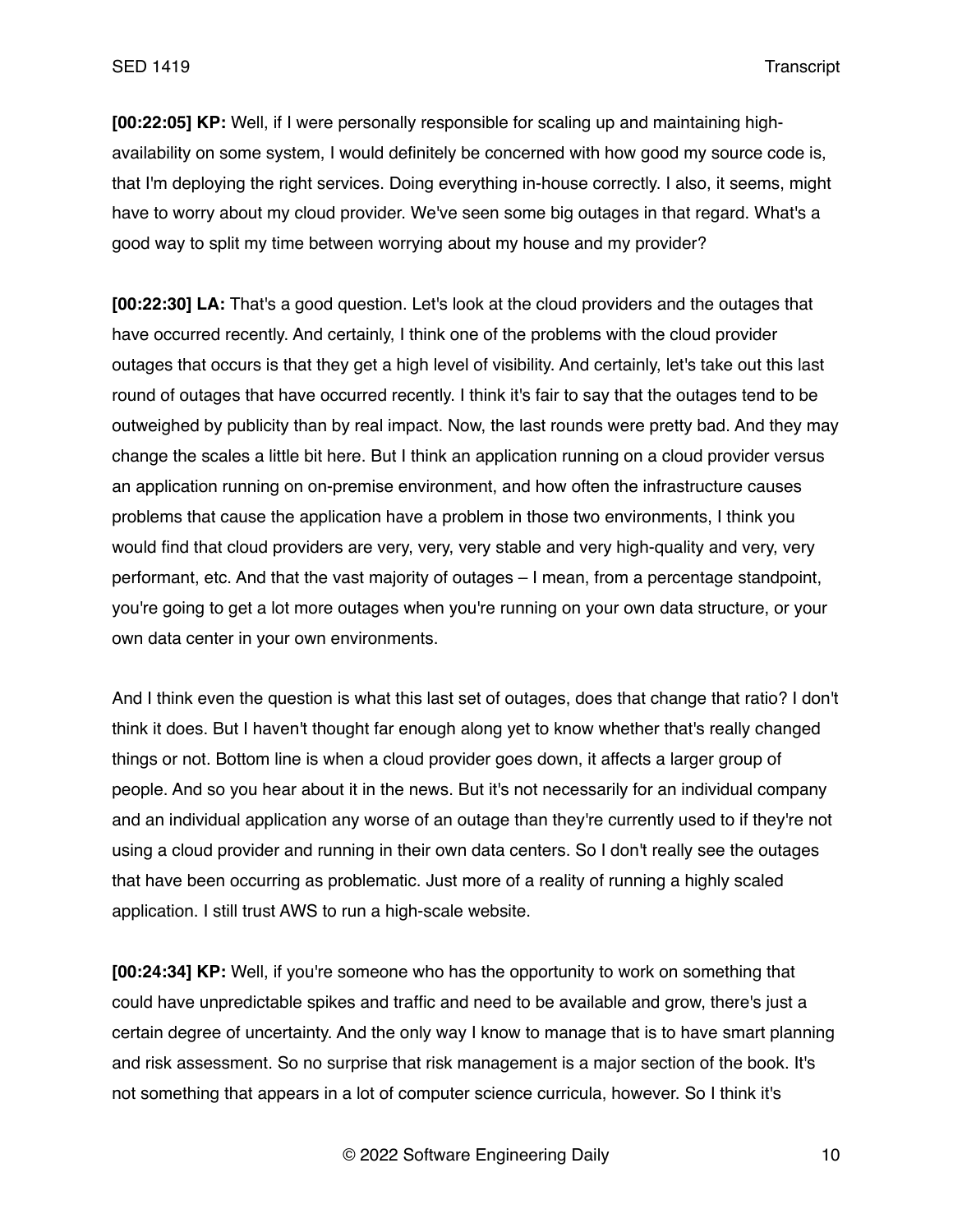**[00:22:05] KP:** Well, if I were personally responsible for scaling up and maintaining high-availability on some system, I would definitely be concerned with how good my source code is, that I'm deploying the right services. Doing everything in-house correctly. I also, it seems, might have to worry about my cloud provider. We've seen some big outages in that regard. What's a good way to split my time between worrying about my house and my provider?

**[00:22:30] LA:** That's a good question. Let's look at the cloud providers and the outages that have occurred recently. And certainly, I think one of the problems with the cloud provider outages that occurs is that they get a high level of visibility. And certainly, let's take out this last round of outages that have occurred recently. I think it's fair to say that the outages tend to be outweighed by publicity than by real impact. Now, the last rounds were pretty bad. And they may change the scales a little bit here. But I think an application running on a cloud provider versus an application running on on-premise environment, and how often the infrastructure causes problems that cause the application have a problem in those two environments, I think you would find that cloud providers are very, very, very stable and very high-quality and very, very performant, etc. And that the vast majority of outages – I mean, from a percentage standpoint, you're going to get a lot more outages when you're running on your own data structure, or your own data center in your own environments.

And I think even the question is what this last set of outages, does that change that ratio? I don't think it does. But I haven't thought far enough along yet to know whether that's really changed things or not. Bottom line is when a cloud provider goes down, it affects a larger group of people. And so you hear about it in the news. But it's not necessarily for an individual company and an individual application any worse of an outage than they're currently used to if they're not using a cloud provider and running in their own data centers. So I don't really see the outages that have been occurring as problematic. Just more of a reality of running a highly scaled application. I still trust AWS to run a high-scale website.

**[00:24:34] KP:** Well, if you're someone who has the opportunity to work on something that could have unpredictable spikes and traffic and need to be available and grow, there's just a certain degree of uncertainty. And the only way I know to manage that is to have smart planning and risk assessment. So no surprise that risk management is a major section of the book. It's not something that appears in a lot of computer science curricula, however. So I think it's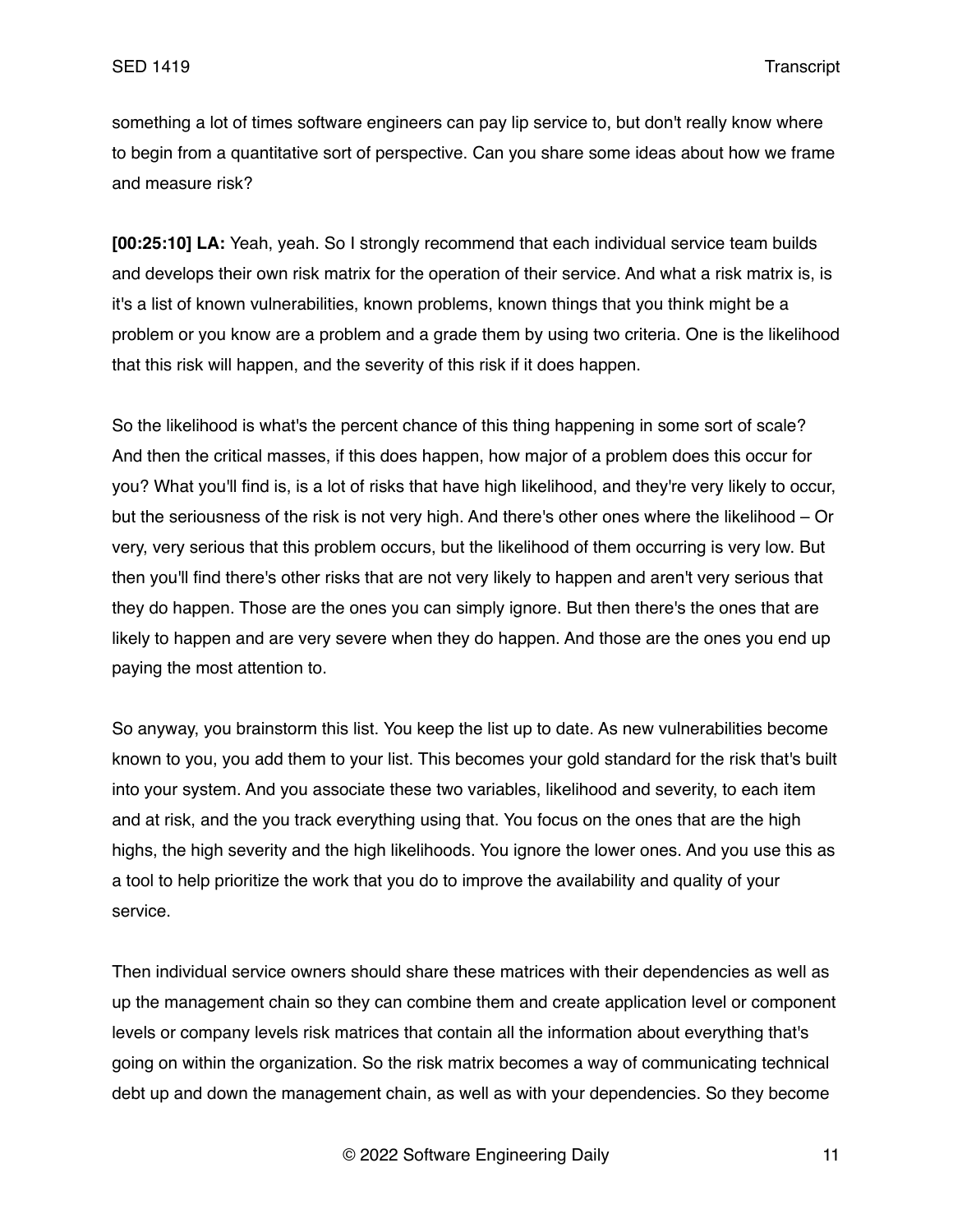something a lot of times software engineers can pay lip service to, but don't really know where to begin from a quantitative sort of perspective. Can you share some ideas about how we frame and measure risk?

**[00:25:10] LA:** Yeah, yeah. So I strongly recommend that each individual service team builds and develops their own risk matrix for the operation of their service. And what a risk matrix is, is it's a list of known vulnerabilities, known problems, known things that you think might be a problem or you know are a problem and a grade them by using two criteria. One is the likelihood that this risk will happen, and the severity of this risk if it does happen.

So the likelihood is what's the percent chance of this thing happening in some sort of scale? And then the critical masses, if this does happen, how major of a problem does this occur for you? What you'll find is, is a lot of risks that have high likelihood, and they're very likely to occur, but the seriousness of the risk is not very high. And there's other ones where the likelihood – Or very, very serious that this problem occurs, but the likelihood of them occurring is very low. But then you'll find there's other risks that are not very likely to happen and aren't very serious that they do happen. Those are the ones you can simply ignore. But then there's the ones that are likely to happen and are very severe when they do happen. And those are the ones you end up paying the most attention to.

So anyway, you brainstorm this list. You keep the list up to date. As new vulnerabilities become known to you, you add them to your list. This becomes your gold standard for the risk that's built into your system. And you associate these two variables, likelihood and severity, to each item and at risk, and the you track everything using that. You focus on the ones that are the high highs, the high severity and the high likelihoods. You ignore the lower ones. And you use this as a tool to help prioritize the work that you do to improve the availability and quality of your service.

Then individual service owners should share these matrices with their dependencies as well as up the management chain so they can combine them and create application level or component levels or company levels risk matrices that contain all the information about everything that's going on within the organization. So the risk matrix becomes a way of communicating technical debt up and down the management chain, as well as with your dependencies. So they become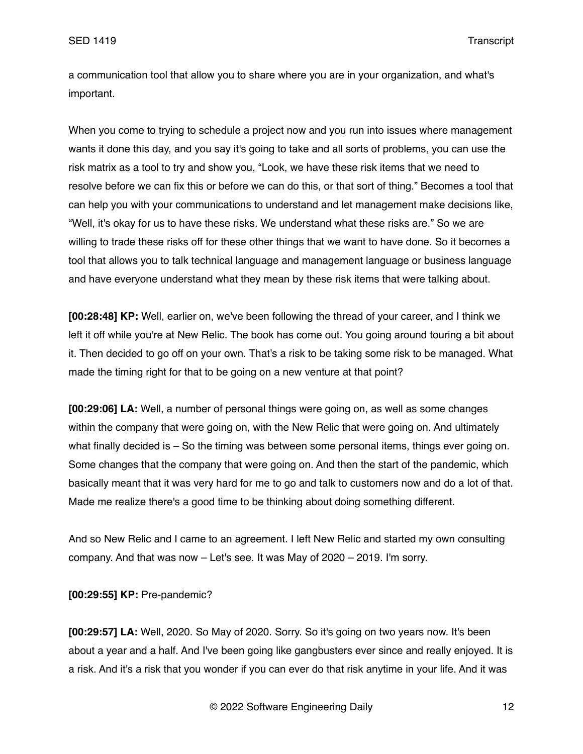a communication tool that allow you to share where you are in your organization, and what's important.

When you come to trying to schedule a project now and you run into issues where management wants it done this day, and you say it's going to take and all sorts of problems, you can use the risk matrix as a tool to try and show you, "Look, we have these risk items that we need to resolve before we can fix this or before we can do this, or that sort of thing." Becomes a tool that can help you with your communications to understand and let management make decisions like, "Well, it's okay for us to have these risks. We understand what these risks are." So we are willing to trade these risks off for these other things that we want to have done. So it becomes a tool that allows you to talk technical language and management language or business language and have everyone understand what they mean by these risk items that were talking about.

**[00:28:48] KP:** Well, earlier on, we've been following the thread of your career, and I think we left it off while you're at New Relic. The book has come out. You going around touring a bit about it. Then decided to go off on your own. That's a risk to be taking some risk to be managed. What made the timing right for that to be going on a new venture at that point?

**[00:29:06] LA:** Well, a number of personal things were going on, as well as some changes within the company that were going on, with the New Relic that were going on. And ultimately what finally decided is – So the timing was between some personal items, things ever going on. Some changes that the company that were going on. And then the start of the pandemic, which basically meant that it was very hard for me to go and talk to customers now and do a lot of that. Made me realize there's a good time to be thinking about doing something different.

And so New Relic and I came to an agreement. I left New Relic and started my own consulting company. And that was now – Let's see. It was May of 2020 – 2019. I'm sorry.

**[00:29:55] KP:** Pre-pandemic?

**[00:29:57] LA:** Well, 2020. So May of 2020. Sorry. So it's going on two years now. It's been about a year and a half. And I've been going like gangbusters ever since and really enjoyed. It is a risk. And it's a risk that you wonder if you can ever do that risk anytime in your life. And it was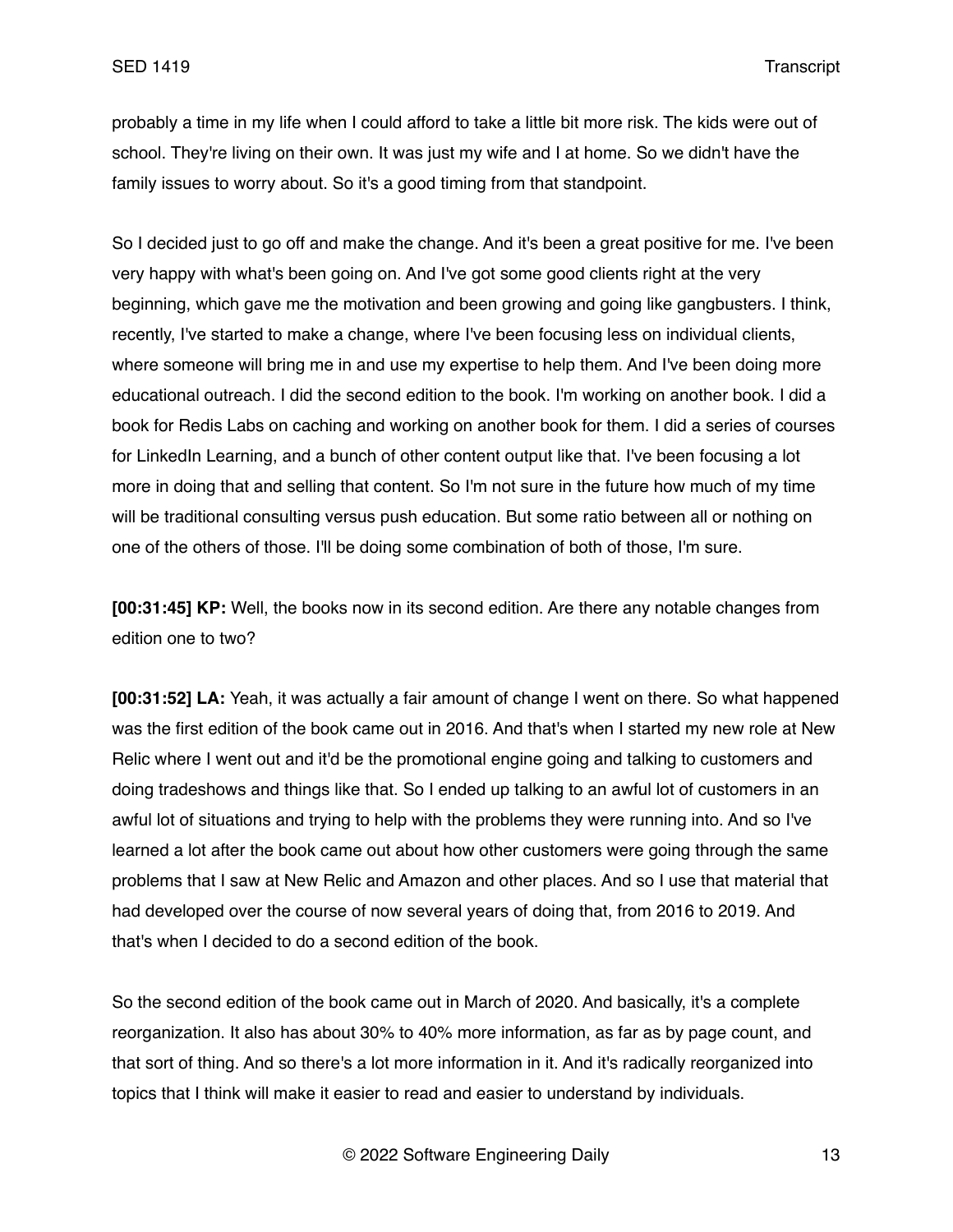probably a time in my life when I could afford to take a little bit more risk. The kids were out of school. They're living on their own. It was just my wife and I at home. So we didn't have the family issues to worry about. So it's a good timing from that standpoint.

So I decided just to go off and make the change. And it's been a great positive for me. I've been very happy with what's been going on. And I've got some good clients right at the very beginning, which gave me the motivation and been growing and going like gangbusters. I think, recently, I've started to make a change, where I've been focusing less on individual clients, where someone will bring me in and use my expertise to help them. And I've been doing more educational outreach. I did the second edition to the book. I'm working on another book. I did a book for Redis Labs on caching and working on another book for them. I did a series of courses for LinkedIn Learning, and a bunch of other content output like that. I've been focusing a lot more in doing that and selling that content. So I'm not sure in the future how much of my time will be traditional consulting versus push education. But some ratio between all or nothing on one of the others of those. I'll be doing some combination of both of those, I'm sure.

**[00:31:45] KP:** Well, the books now in its second edition. Are there any notable changes from edition one to two?

**[00:31:52] LA:** Yeah, it was actually a fair amount of change I went on there. So what happened was the first edition of the book came out in 2016. And that's when I started my new role at New Relic where I went out and it'd be the promotional engine going and talking to customers and doing tradeshows and things like that. So I ended up talking to an awful lot of customers in an awful lot of situations and trying to help with the problems they were running into. And so I've learned a lot after the book came out about how other customers were going through the same problems that I saw at New Relic and Amazon and other places. And so I use that material that had developed over the course of now several years of doing that, from 2016 to 2019. And that's when I decided to do a second edition of the book.

So the second edition of the book came out in March of 2020. And basically, it's a complete reorganization. It also has about 30% to 40% more information, as far as by page count, and that sort of thing. And so there's a lot more information in it. And it's radically reorganized into topics that I think will make it easier to read and easier to understand by individuals.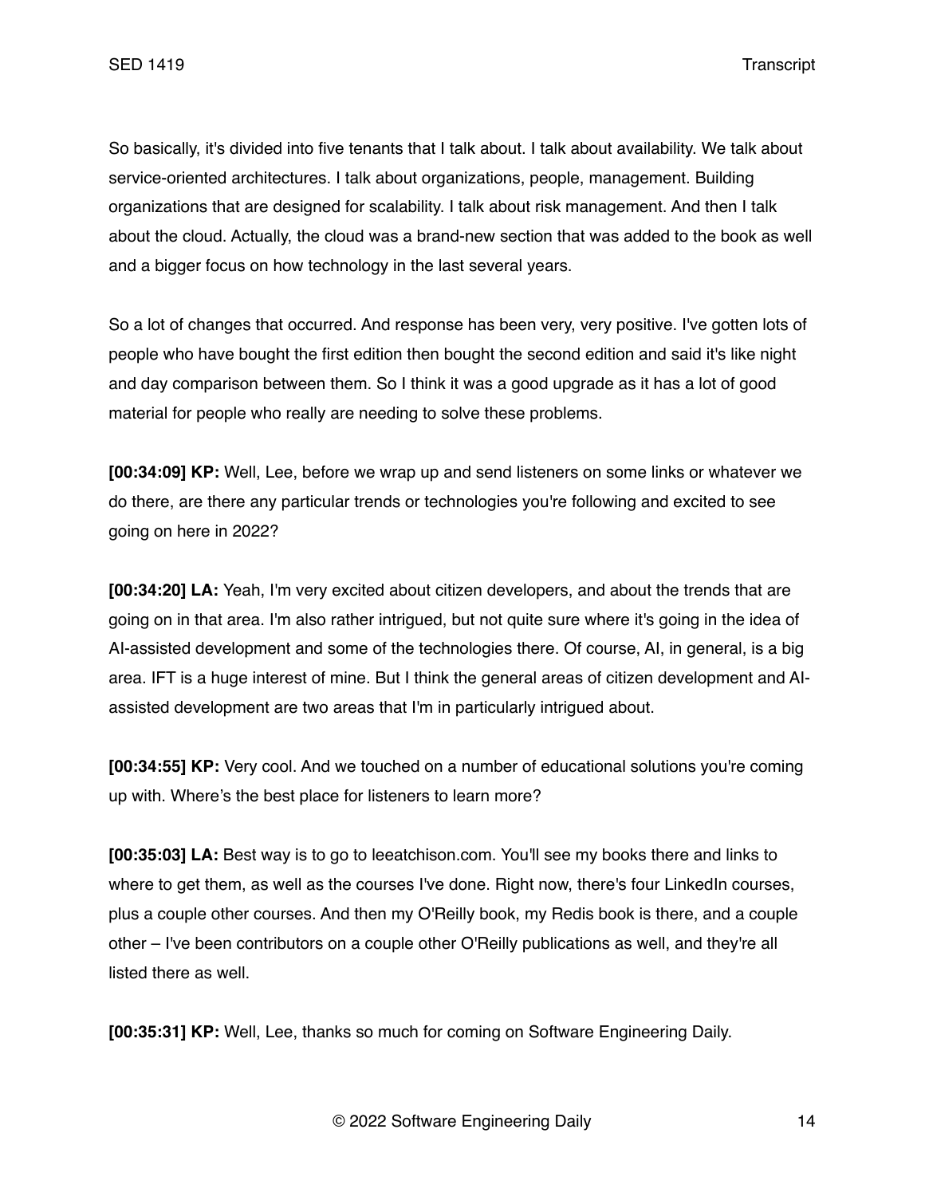So basically, it's divided into five tenants that I talk about. I talk about availability. We talk about service-oriented architectures. I talk about organizations, people, management. Building organizations that are designed for scalability. I talk about risk management. And then I talk about the cloud. Actually, the cloud was a brand-new section that was added to the book as well and a bigger focus on how technology in the last several years.

So a lot of changes that occurred. And response has been very, very positive. I've gotten lots of people who have bought the first edition then bought the second edition and said it's like night and day comparison between them. So I think it was a good upgrade as it has a lot of good material for people who really are needing to solve these problems.

**[00:34:09] KP:** Well, Lee, before we wrap up and send listeners on some links or whatever we do there, are there any particular trends or technologies you're following and excited to see going on here in 2022?

**[00:34:20] LA:** Yeah, I'm very excited about citizen developers, and about the trends that are going on in that area. I'm also rather intrigued, but not quite sure where it's going in the idea of AI-assisted development and some of the technologies there. Of course, AI, in general, is a big area. IFT is a huge interest of mine. But I think the general areas of citizen development and AI-assisted development are two areas that I'm in particularly intrigued about.

**[00:34:55] KP:** Very cool. And we touched on a number of educational solutions you're coming up with. Where's the best place for listeners to learn more?

**[00:35:03] LA:** Best way is to go to leeatchison.com. You'll see my books there and links to where to get them, as well as the courses I've done. Right now, there's four LinkedIn courses, plus a couple other courses. And then my O'Reilly book, my Redis book is there, and a couple other – I've been contributors on a couple other O'Reilly publications as well, and they're all listed there as well.

**[00:35:31] KP:** Well, Lee, thanks so much for coming on Software Engineering Daily.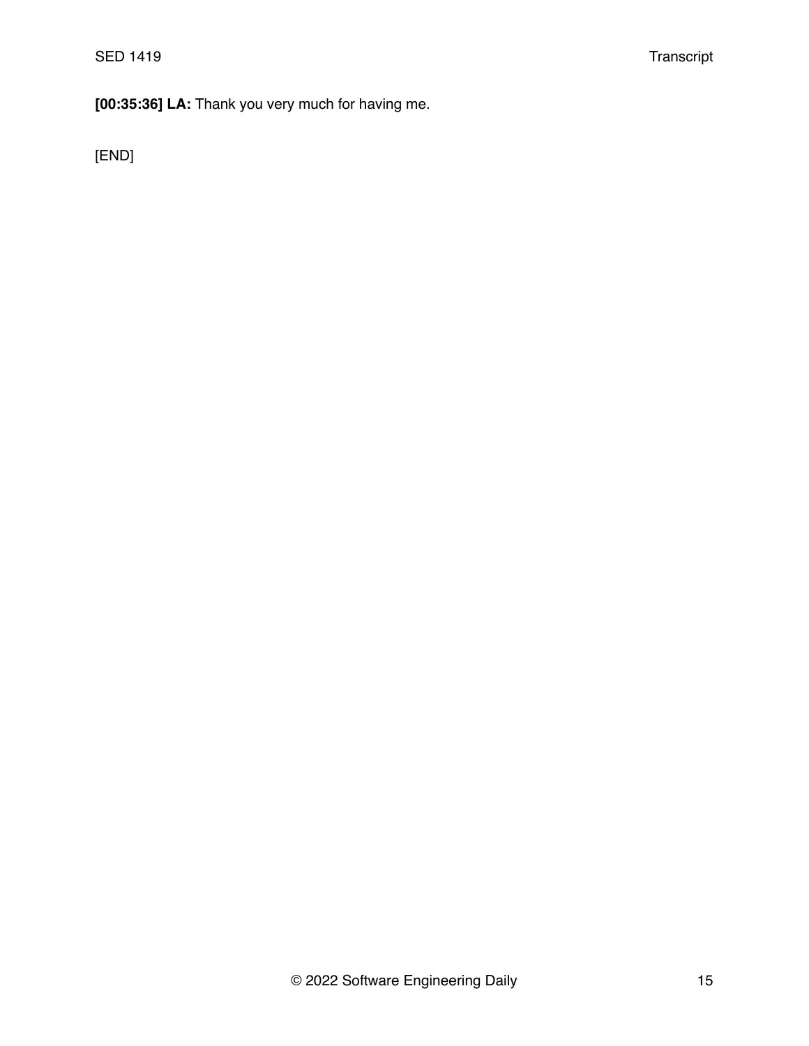**[00:35:36] LA:** Thank you very much for having me.

[END]